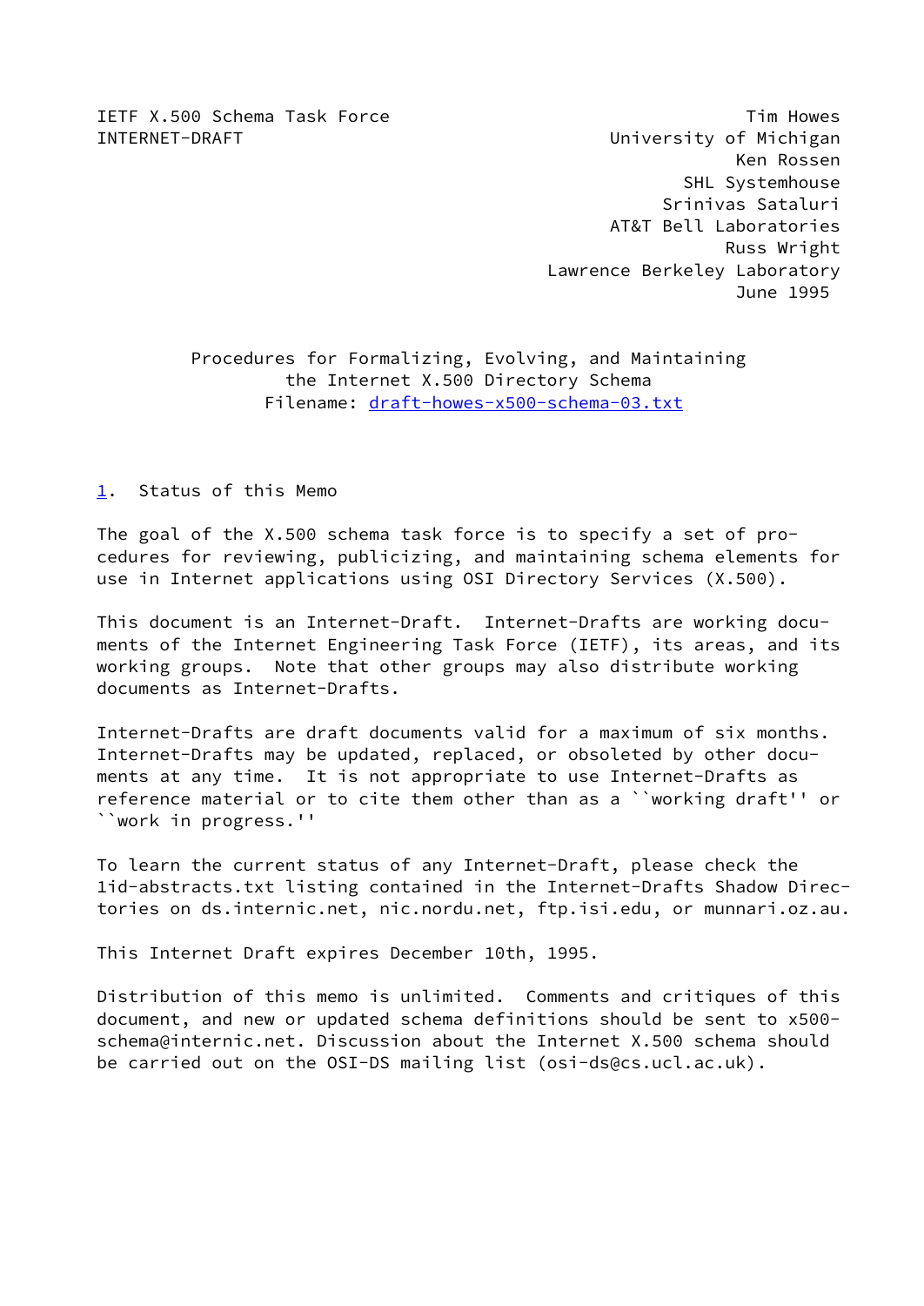IETF X.500 Schema Task Force
INTERNET-DRAFT

Tim Howes
University of Michigan
Ken Rossen
SHL Systemhouse
Srinivas Sataluri
AT&T Bell Laboratories
Russ Wright
Lawrence Berkeley Laboratory
June 1995

# Procedures for Formalizing, Evolving, and Maintaining the Internet X.500 Directory Schema

Filename: draft-howes-x500-schema-03.txt

## 1. Status of this Memo

The goal of the X.500 schema task force is to specify a set of procedures for reviewing, publicizing, and maintaining schema elements for use in Internet applications using OSI Directory Services (X.500).

This document is an Internet-Draft. Internet-Drafts are working documents of the Internet Engineering Task Force (IETF), its areas, and its working groups. Note that other groups may also distribute working documents as Internet-Drafts.

Internet-Drafts are draft documents valid for a maximum of six months. Internet-Drafts may be updated, replaced, or obsoleted by other documents at any time. It is not appropriate to use Internet-Drafts as reference material or to cite them other than as a ``working draft'' or ``work in progress.''

To learn the current status of any Internet-Draft, please check the 1id-abstracts.txt listing contained in the Internet-Drafts Shadow Directories on ds.internic.net, nic.nordu.net, ftp.isi.edu, or munnari.oz.au.

This Internet Draft expires December 10th, 1995.

Distribution of this memo is unlimited. Comments and critiques of this document, and new or updated schema definitions should be sent to x500-schema@internic.net. Discussion about the Internet X.500 schema should be carried out on the OSI-DS mailing list (osi-ds@cs.ucl.ac.uk).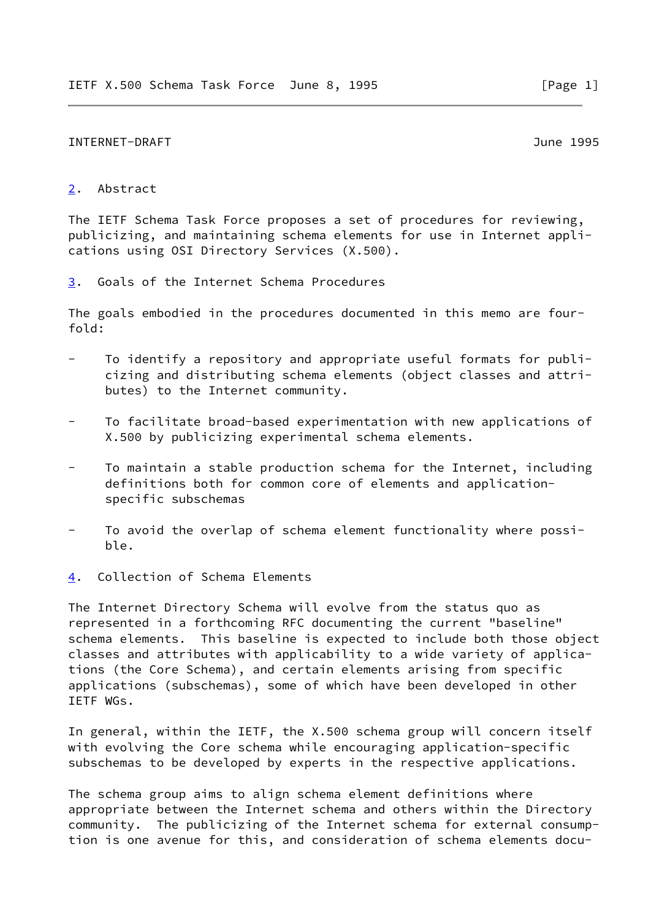## 2. Abstract

The IETF Schema Task Force proposes a set of procedures for reviewing, publicizing, and maintaining schema elements for use in Internet applications using OSI Directory Services (X.500).

## 3. Goals of the Internet Schema Procedures

The goals embodied in the procedures documented in this memo are four-fold:

- To identify a repository and appropriate useful formats for publicizing and distributing schema elements (object classes and attributes) to the Internet community.
- To facilitate broad-based experimentation with new applications of X.500 by publicizing experimental schema elements.
- To maintain a stable production schema for the Internet, including definitions both for common core of elements and application-specific subschemas
- To avoid the overlap of schema element functionality where possible.

## 4. Collection of Schema Elements

The Internet Directory Schema will evolve from the status quo as represented in a forthcoming RFC documenting the current "baseline" schema elements. This baseline is expected to include both those object classes and attributes with applicability to a wide variety of applications (the Core Schema), and certain elements arising from specific applications (subschemas), some of which have been developed in other IETF WGs.

In general, within the IETF, the X.500 schema group will concern itself with evolving the Core schema while encouraging application-specific subschemas to be developed by experts in the respective applications.

The schema group aims to align schema element definitions where appropriate between the Internet schema and others within the Directory community. The publicizing of the Internet schema for external consumption is one avenue for this, and consideration of schema elements docu-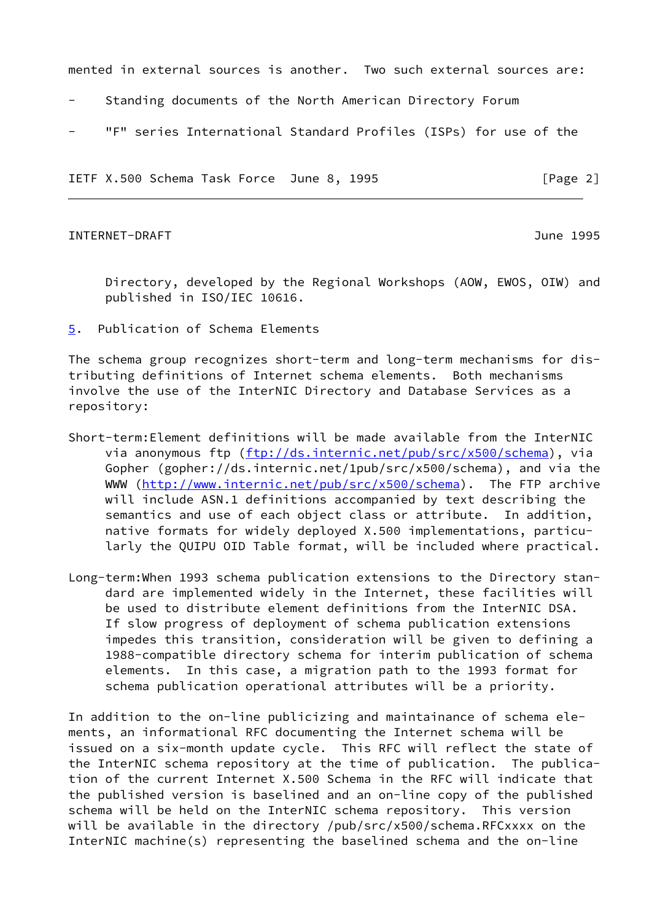mented in external sources is another. Two such external sources are:

- Standing documents of the North American Directory Forum

- "F" series International Standard Profiles (ISPs) for use of the Directory, developed by the Regional Workshops (AOW, EWOS, OIW) and published in ISO/IEC 10616.

## 5. Publication of Schema Elements

The schema group recognizes short-term and long-term mechanisms for distributing definitions of Internet schema elements. Both mechanisms involve the use of the InterNIC Directory and Database Services as a repository:

Short-term: Element definitions will be made available from the InterNIC via anonymous ftp (ftp://ds.internic.net/pub/src/x500/schema), via Gopher (gopher://ds.internic.net/1pub/src/x500/schema), and via the WWW (http://www.internic.net/pub/src/x500/schema). The FTP archive will include ASN.1 definitions accompanied by text describing the semantics and use of each object class or attribute. In addition, native formats for widely deployed X.500 implementations, particularly the QUIPU OID Table format, will be included where practical.

Long-term: When 1993 schema publication extensions to the Directory standard are implemented widely in the Internet, these facilities will be used to distribute element definitions from the InterNIC DSA. If slow progress of deployment of schema publication extensions impedes this transition, consideration will be given to defining a 1988-compatible directory schema for interim publication of schema elements. In this case, a migration path to the 1993 format for schema publication operational attributes will be a priority.

In addition to the on-line publicizing and maintainance of schema elements, an informational RFC documenting the Internet schema will be issued on a six-month update cycle. This RFC will reflect the state of the InterNIC schema repository at the time of publication. The publication of the current Internet X.500 Schema in the RFC will indicate that the published version is baselined and an on-line copy of the published schema will be held on the InterNIC schema repository. This version will be available in the directory /pub/src/x500/schema.RFCxxxx on the InterNIC machine(s) representing the baselined schema and the on-line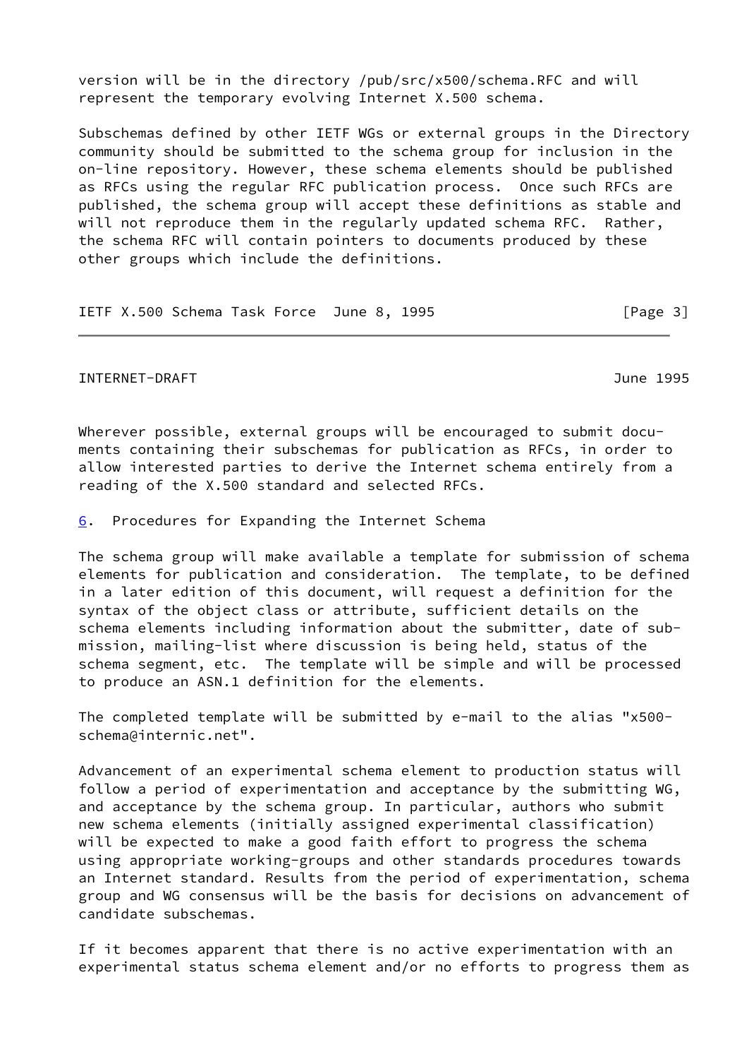version will be in the directory /pub/src/x500/schema.RFC and will represent the temporary evolving Internet X.500 schema.

Subschemas defined by other IETF WGs or external groups in the Directory community should be submitted to the schema group for inclusion in the on-line repository. However, these schema elements should be published as RFCs using the regular RFC publication process. Once such RFCs are published, the schema group will accept these definitions as stable and will not reproduce them in the regularly updated schema RFC. Rather, the schema RFC will contain pointers to documents produced by these other groups which include the definitions.

Wherever possible, external groups will be encouraged to submit documents containing their subschemas for publication as RFCs, in order to allow interested parties to derive the Internet schema entirely from a reading of the X.500 standard and selected RFCs.

## 6. Procedures for Expanding the Internet Schema

The schema group will make available a template for submission of schema elements for publication and consideration. The template, to be defined in a later edition of this document, will request a definition for the syntax of the object class or attribute, sufficient details on the schema elements including information about the submitter, date of submission, mailing-list where discussion is being held, status of the schema segment, etc. The template will be simple and will be processed to produce an ASN.1 definition for the elements.

The completed template will be submitted by e-mail to the alias "x500-schema@internic.net".

Advancement of an experimental schema element to production status will follow a period of experimentation and acceptance by the submitting WG, and acceptance by the schema group. In particular, authors who submit new schema elements (initially assigned experimental classification) will be expected to make a good faith effort to progress the schema using appropriate working-groups and other standards procedures towards an Internet standard. Results from the period of experimentation, schema group and WG consensus will be the basis for decisions on advancement of candidate subschemas.

If it becomes apparent that there is no active experimentation with an experimental status schema element and/or no efforts to progress them as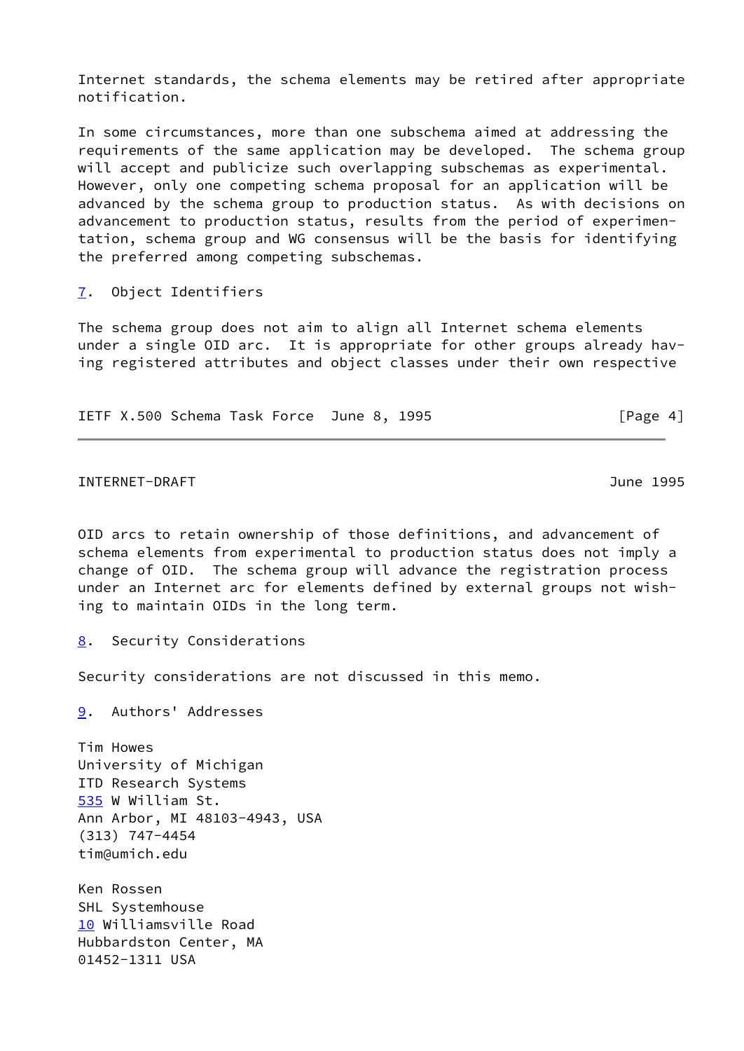Internet standards, the schema elements may be retired after appropriate notification.

In some circumstances, more than one subschema aimed at addressing the requirements of the same application may be developed. The schema group will accept and publicize such overlapping subschemas as experimental. However, only one competing schema proposal for an application will be advanced by the schema group to production status. As with decisions on advancement to production status, results from the period of experimentation, schema group and WG consensus will be the basis for identifying the preferred among competing subschemas.

## 7. Object Identifiers

The schema group does not aim to align all Internet schema elements under a single OID arc. It is appropriate for other groups already having registered attributes and object classes under their own respective OID arcs to retain ownership of those definitions, and advancement of schema elements from experimental to production status does not imply a change of OID. The schema group will advance the registration process under an Internet arc for elements defined by external groups not wishing to maintain OIDs in the long term.

## 8. Security Considerations

Security considerations are not discussed in this memo.

## 9. Authors' Addresses

Tim Howes
University of Michigan
ITD Research Systems
535 W William St.
Ann Arbor, MI 48103-4943, USA
(313) 747-4454
tim@umich.edu

Ken Rossen
SHL Systemhouse
10 Williamsville Road
Hubbardston Center, MA
01452-1311 USA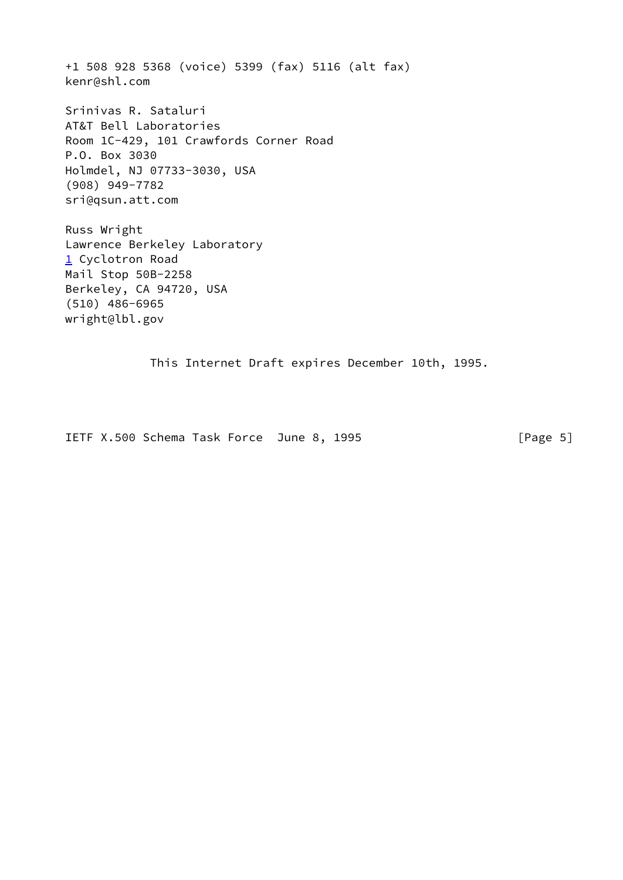+1 508 928 5368 (voice) 5399 (fax) 5116 (alt fax)
kenr@shl.com

Srinivas R. Sataluri
AT&T Bell Laboratories
Room 1C-429, 101 Crawfords Corner Road
P.O. Box 3030
Holmdel, NJ 07733-3030, USA
(908) 949-7782
sri@qsun.att.com

Russ Wright
Lawrence Berkeley Laboratory
1 Cyclotron Road
Mail Stop 50B-2258
Berkeley, CA 94720, USA
(510) 486-6965
wright@lbl.gov

This Internet Draft expires December 10th, 1995.